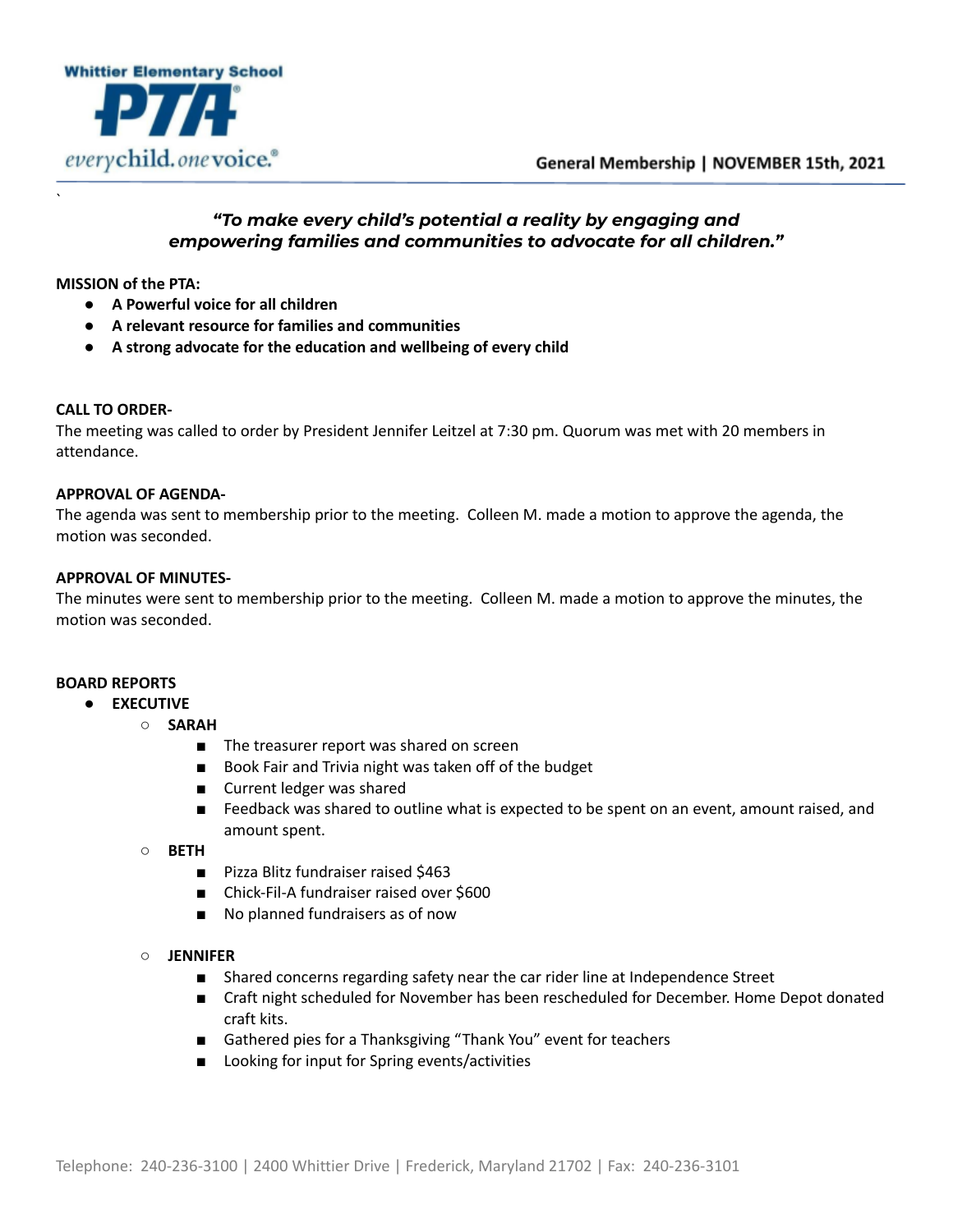Whittier Elementary School PTA

*every child. one voice.*

General Membership | NOVEMBER 15th, 2021

***"To make every child's potential a reality by engaging and empowering families and communities to advocate for all children."***

**MISSION of the PTA:**

- **A Powerful voice for all children**
- **A relevant resource for families and communities**
- **A strong advocate for the education and wellbeing of every child**

**CALL TO ORDER-**

The meeting was called to order by President Jennifer Leitzel at 7:30 pm. Quorum was met with 20 members in attendance.

**APPROVAL OF AGENDA-**

The agenda was sent to membership prior to the meeting. Colleen M. made a motion to approve the agenda, the motion was seconded.

**APPROVAL OF MINUTES-**

The minutes were sent to membership prior to the meeting. Colleen M. made a motion to approve the minutes, the motion was seconded.

**BOARD REPORTS**

- **EXECUTIVE**
  - **SARAH**
    - The treasurer report was shared on screen
    - Book Fair and Trivia night was taken off of the budget
    - Current ledger was shared
    - Feedback was shared to outline what is expected to be spent on an event, amount raised, and amount spent.
  - **BETH**
    - Pizza Blitz fundraiser raised $463
    - Chick-Fil-A fundraiser raised over $600
    - No planned fundraisers as of now
  - **JENNIFER**
    - Shared concerns regarding safety near the car rider line at Independence Street
    - Craft night scheduled for November has been rescheduled for December. Home Depot donated craft kits.
    - Gathered pies for a Thanksgiving "Thank You" event for teachers
    - Looking for input for Spring events/activities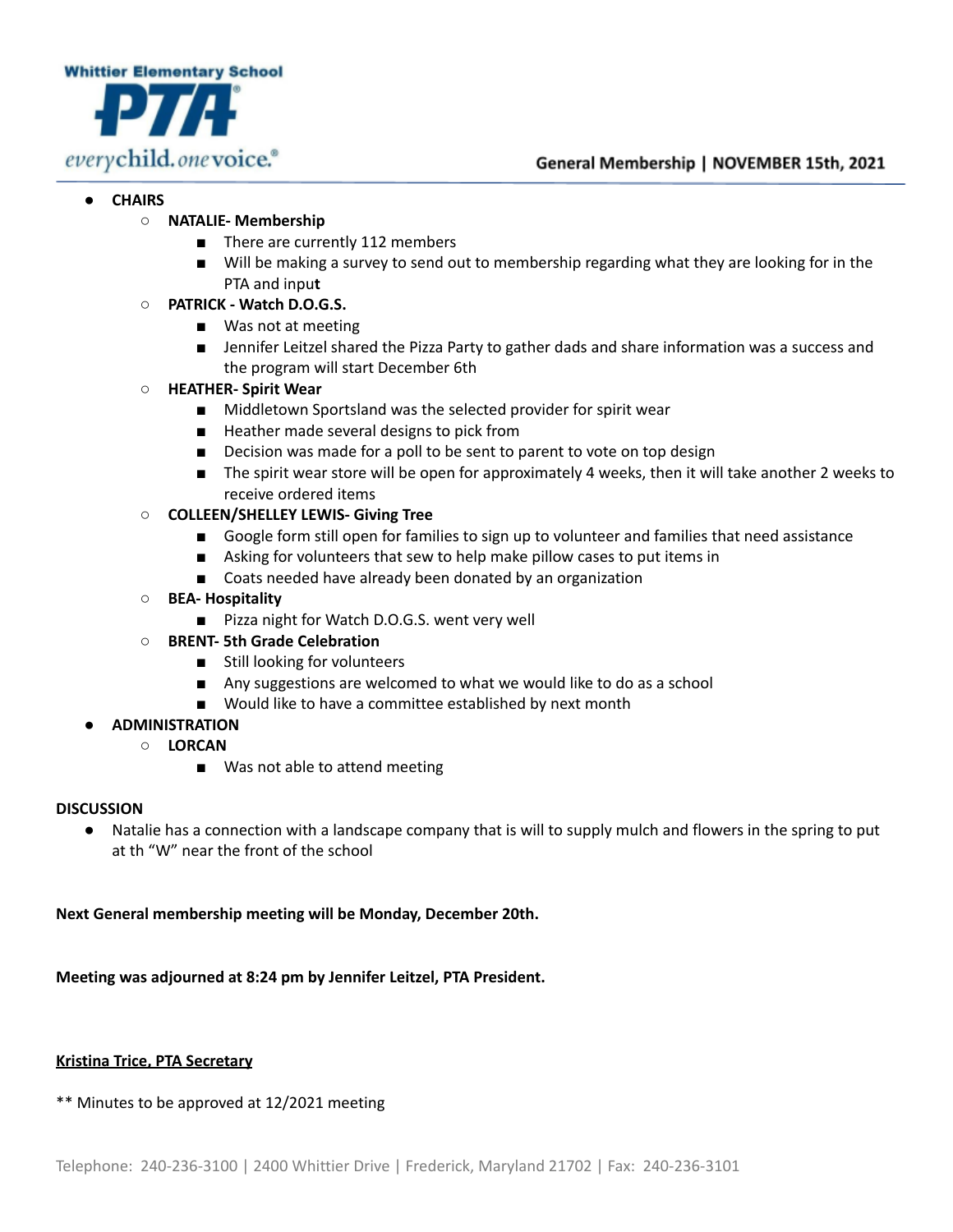Whittier Elementary School PTA everychild. onevoice.

General Membership | NOVEMBER 15th, 2021

- **CHAIRS**
  - **NATALIE- Membership**
    - There are currently 112 members
    - Will be making a survey to send out to membership regarding what they are looking for in the PTA and input
  - **PATRICK - Watch D.O.G.S.**
    - Was not at meeting
    - Jennifer Leitzel shared the Pizza Party to gather dads and share information was a success and the program will start December 6th
  - **HEATHER- Spirit Wear**
    - Middletown Sportsland was the selected provider for spirit wear
    - Heather made several designs to pick from
    - Decision was made for a poll to be sent to parent to vote on top design
    - The spirit wear store will be open for approximately 4 weeks, then it will take another 2 weeks to receive ordered items
  - **COLLEEN/SHELLEY LEWIS- Giving Tree**
    - Google form still open for families to sign up to volunteer and families that need assistance
    - Asking for volunteers that sew to help make pillow cases to put items in
    - Coats needed have already been donated by an organization
  - **BEA- Hospitality**
    - Pizza night for Watch D.O.G.S. went very well
  - **BRENT- 5th Grade Celebration**
    - Still looking for volunteers
    - Any suggestions are welcomed to what we would like to do as a school
    - Would like to have a committee established by next month
- **ADMINISTRATION**
  - **LORCAN**
    - Was not able to attend meeting

**DISCUSSION**

- Natalie has a connection with a landscape company that is will to supply mulch and flowers in the spring to put at th "W" near the front of the school

**Next General membership meeting will be Monday, December 20th.**

**Meeting was adjourned at 8:24 pm by Jennifer Leitzel, PTA President.**

**Kristina Trice, PTA Secretary**

** Minutes to be approved at 12/2021 meeting

Telephone: 240-236-3100 | 2400 Whittier Drive | Frederick, Maryland 21702 | Fax: 240-236-3101